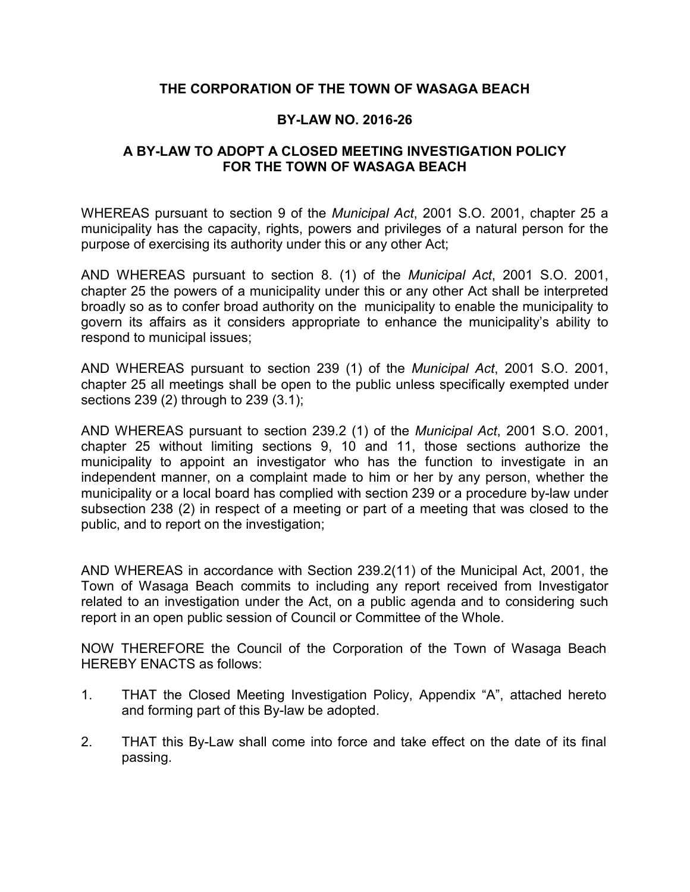# THE CORPORATION OF THE TOWN OF WASAGA BEACH

## BY-LAW NO. 2016-26

## A BY-LAW TO ADOPT A CLOSED MEETING INVESTIGATION POLICY FOR THE TOWN OF WASAGA BEACH

WHEREAS pursuant to section 9 of the *Municipal Act*, 2001 S.O. 2001, chapter 25 a municipality has the capacity, rights, powers and privileges of a natural person for the purpose of exercising its authority under this or any other Act;

AND WHEREAS pursuant to section 8. (1) of the *Municipal Act*, 2001 S.O. 2001, chapter 25 the powers of a municipality under this or any other Act shall be interpreted broadly so as to confer broad authority on the municipality to enable the municipality to govern its affairs as it considers appropriate to enhance the municipality's ability to respond to municipal issues;

AND WHEREAS pursuant to section 239 (1) of the *Municipal Act*, 2001 S.O. 2001, chapter 25 all meetings shall be open to the public unless specifically exempted under sections 239 (2) through to 239 (3.1);

AND WHEREAS pursuant to section 239.2 (1) of the *Municipal Act*, 2001 S.O. 2001, chapter 25 without limiting sections 9, 10 and 11, those sections authorize the municipality to appoint an investigator who has the function to investigate in an independent manner, on a complaint made to him or her by any person, whether the municipality or a local board has complied with section 239 or a procedure by-law under subsection 238 (2) in respect of a meeting or part of a meeting that was closed to the public, and to report on the investigation;

AND WHEREAS in accordance with Section 239.2(11) of the Municipal Act, 2001, the Town of Wasaga Beach commits to including any report received from Investigator related to an investigation under the Act, on a public agenda and to considering such report in an open public session of Council or Committee of the Whole.

NOW THEREFORE the Council of the Corporation of the Town of Wasaga Beach HEREBY ENACTS as follows:

1. THAT the Closed Meeting Investigation Policy, Appendix "A", attached hereto and forming part of this By-law be adopted.

2. THAT this By-Law shall come into force and take effect on the date of its final passing.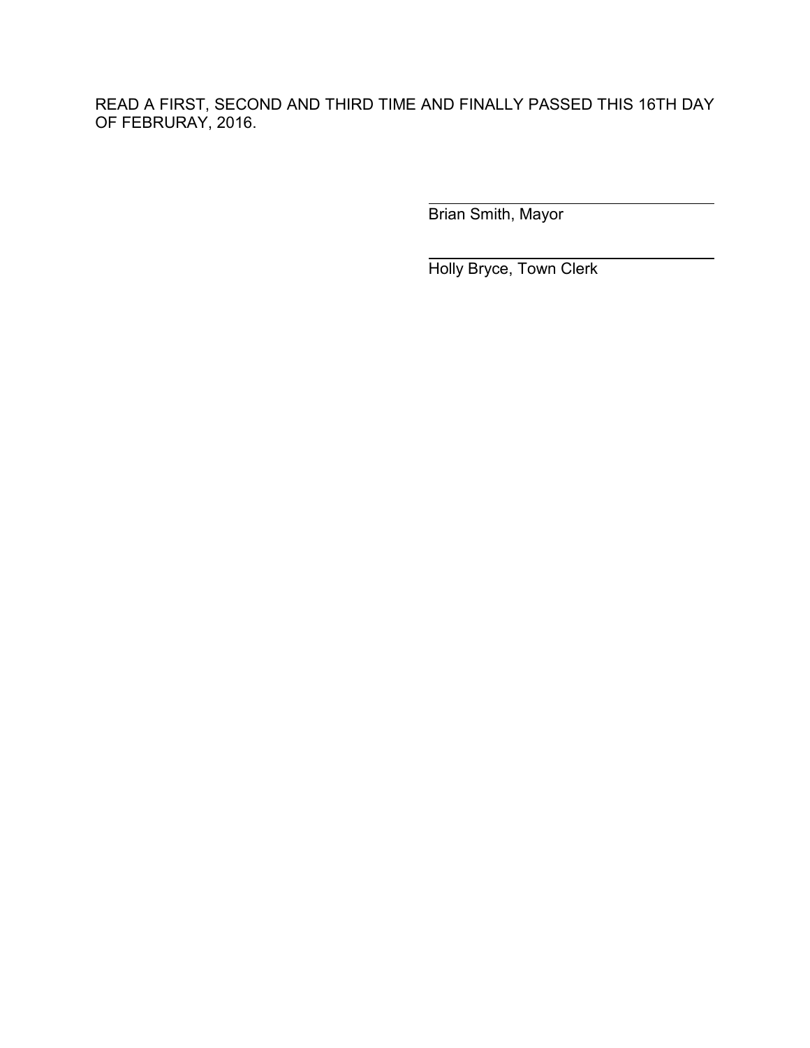READ A FIRST, SECOND AND THIRD TIME AND FINALLY PASSED THIS 16TH DAY OF FEBRURAY, 2016.

\_\_\_\_\_\_\_\_\_\_\_\_\_\_\_\_\_\_\_\_\_\_\_\_\_\_\_\_\_\_\_\_

Brian Smith, Mayor

\_\_\_\_\_\_\_\_\_\_\_\_\_\_\_\_\_\_\_\_\_\_\_\_\_\_\_\_\_\_\_\_

Holly Bryce, Town Clerk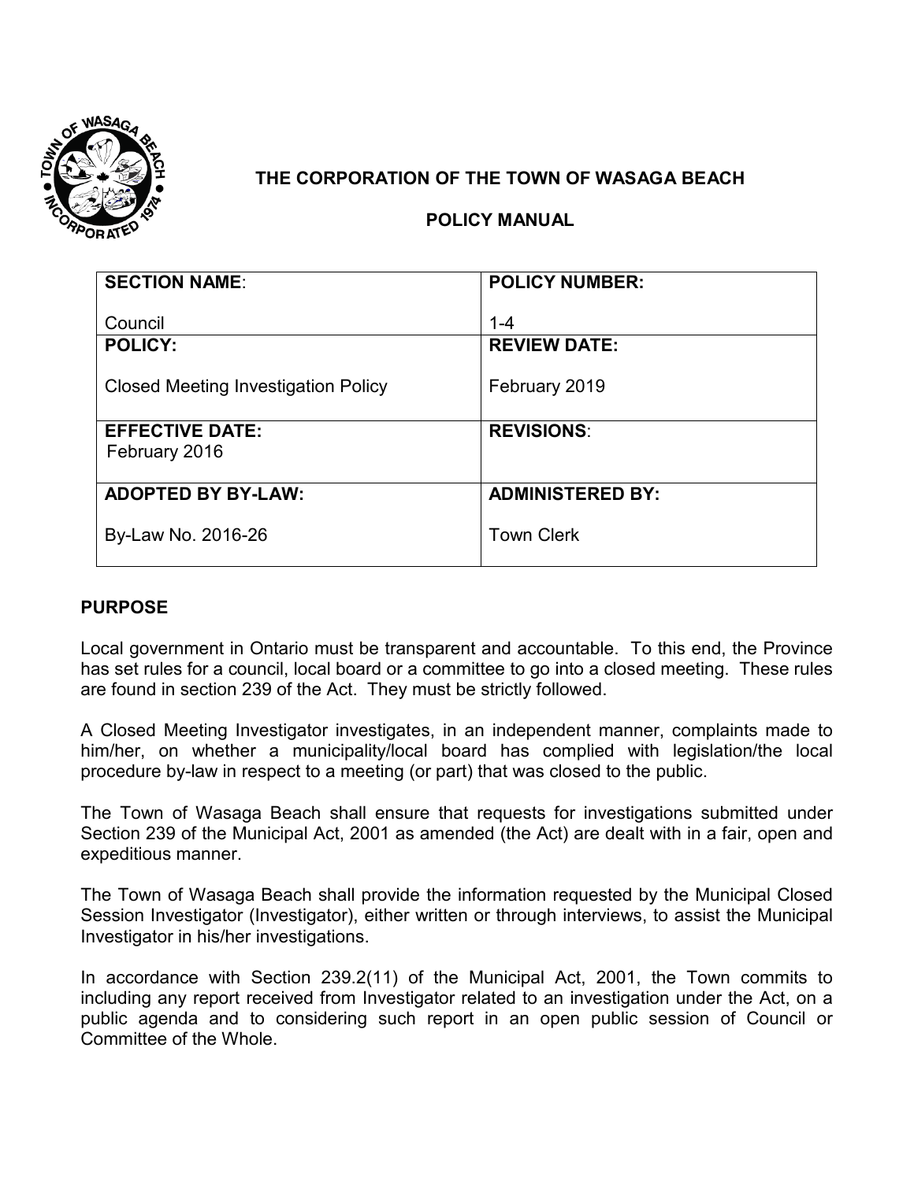# THE CORPORATION OF THE TOWN OF WASAGA BEACH

## POLICY MANUAL

| SECTION NAME: Council | POLICY NUMBER: 1-4 |
|---|---|
| **POLICY:** Closed Meeting Investigation Policy | **REVIEW DATE:** February 2019 |
| **EFFECTIVE DATE:** February 2016 | **REVISIONS**: |
| **ADOPTED BY BY-LAW:** By-Law No. 2016-26 | **ADMINISTERED BY:** Town Clerk |

## PURPOSE

Local government in Ontario must be transparent and accountable. To this end, the Province has set rules for a council, local board or a committee to go into a closed meeting. These rules are found in section 239 of the Act. They must be strictly followed.

A Closed Meeting Investigator investigates, in an independent manner, complaints made to him/her, on whether a municipality/local board has complied with legislation/the local procedure by-law in respect to a meeting (or part) that was closed to the public.

The Town of Wasaga Beach shall ensure that requests for investigations submitted under Section 239 of the Municipal Act, 2001 as amended (the Act) are dealt with in a fair, open and expeditious manner.

The Town of Wasaga Beach shall provide the information requested by the Municipal Closed Session Investigator (Investigator), either written or through interviews, to assist the Municipal Investigator in his/her investigations.

In accordance with Section 239.2(11) of the Municipal Act, 2001, the Town commits to including any report received from Investigator related to an investigation under the Act, on a public agenda and to considering such report in an open public session of Council or Committee of the Whole.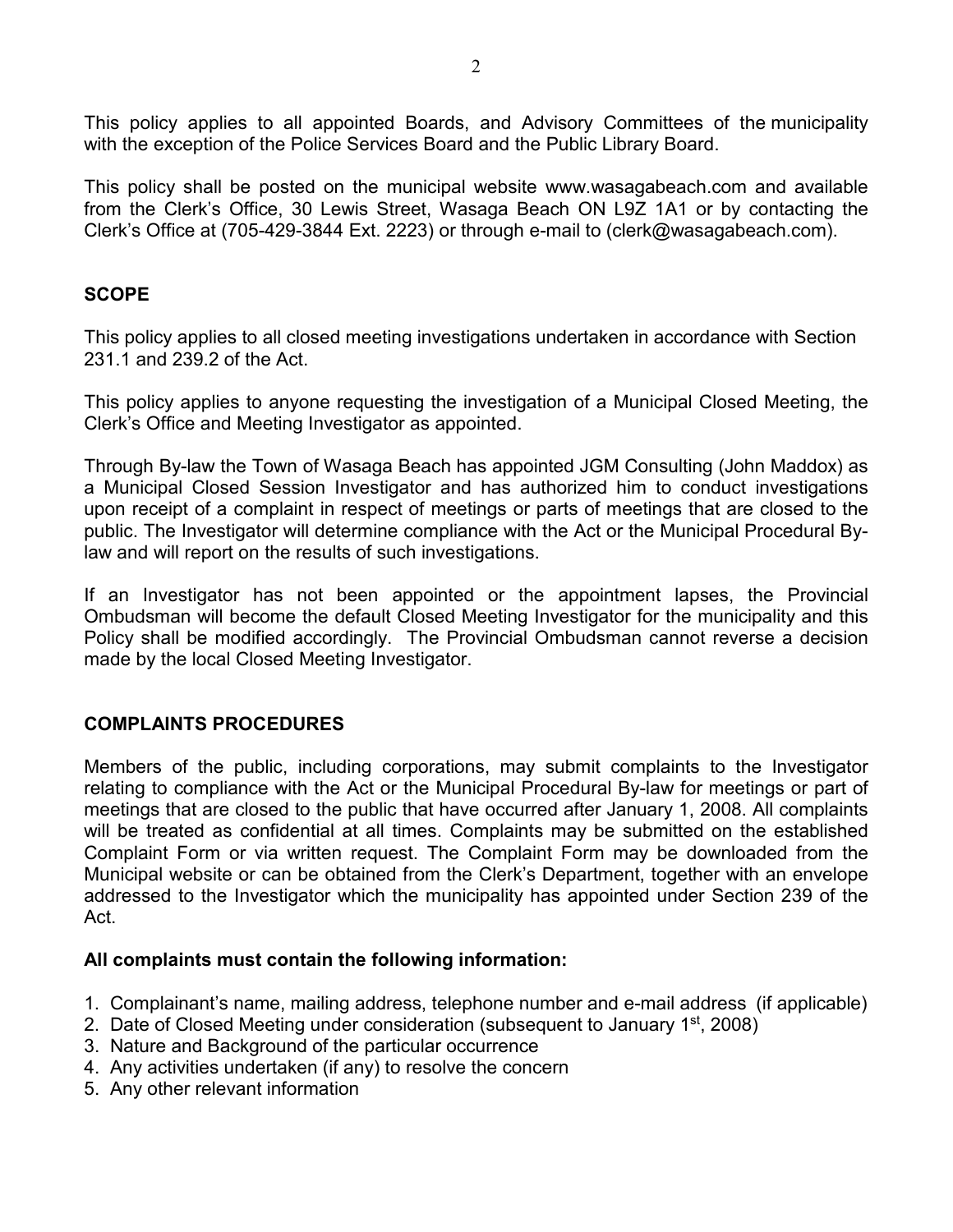This policy applies to all appointed Boards, and Advisory Committees of the municipality with the exception of the Police Services Board and the Public Library Board.

This policy shall be posted on the municipal website www.wasagabeach.com and available from the Clerk's Office, 30 Lewis Street, Wasaga Beach ON L9Z 1A1 or by contacting the Clerk's Office at (705-429-3844 Ext. 2223) or through e-mail to (clerk@wasagabeach.com).

## SCOPE

This policy applies to all closed meeting investigations undertaken in accordance with Section 231.1 and 239.2 of the Act.

This policy applies to anyone requesting the investigation of a Municipal Closed Meeting, the Clerk's Office and Meeting Investigator as appointed.

Through By-law the Town of Wasaga Beach has appointed JGM Consulting (John Maddox) as a Municipal Closed Session Investigator and has authorized him to conduct investigations upon receipt of a complaint in respect of meetings or parts of meetings that are closed to the public. The Investigator will determine compliance with the Act or the Municipal Procedural By-law and will report on the results of such investigations.

If an Investigator has not been appointed or the appointment lapses, the Provincial Ombudsman will become the default Closed Meeting Investigator for the municipality and this Policy shall be modified accordingly. The Provincial Ombudsman cannot reverse a decision made by the local Closed Meeting Investigator.

## COMPLAINTS PROCEDURES

Members of the public, including corporations, may submit complaints to the Investigator relating to compliance with the Act or the Municipal Procedural By-law for meetings or part of meetings that are closed to the public that have occurred after January 1, 2008. All complaints will be treated as confidential at all times. Complaints may be submitted on the established Complaint Form or via written request. The Complaint Form may be downloaded from the Municipal website or can be obtained from the Clerk's Department, together with an envelope addressed to the Investigator which the municipality has appointed under Section 239 of the Act.

**All complaints must contain the following information:**

1. Complainant's name, mailing address, telephone number and e-mail address (if applicable)
2. Date of Closed Meeting under consideration (subsequent to January 1st, 2008)
3. Nature and Background of the particular occurrence
4. Any activities undertaken (if any) to resolve the concern
5. Any other relevant information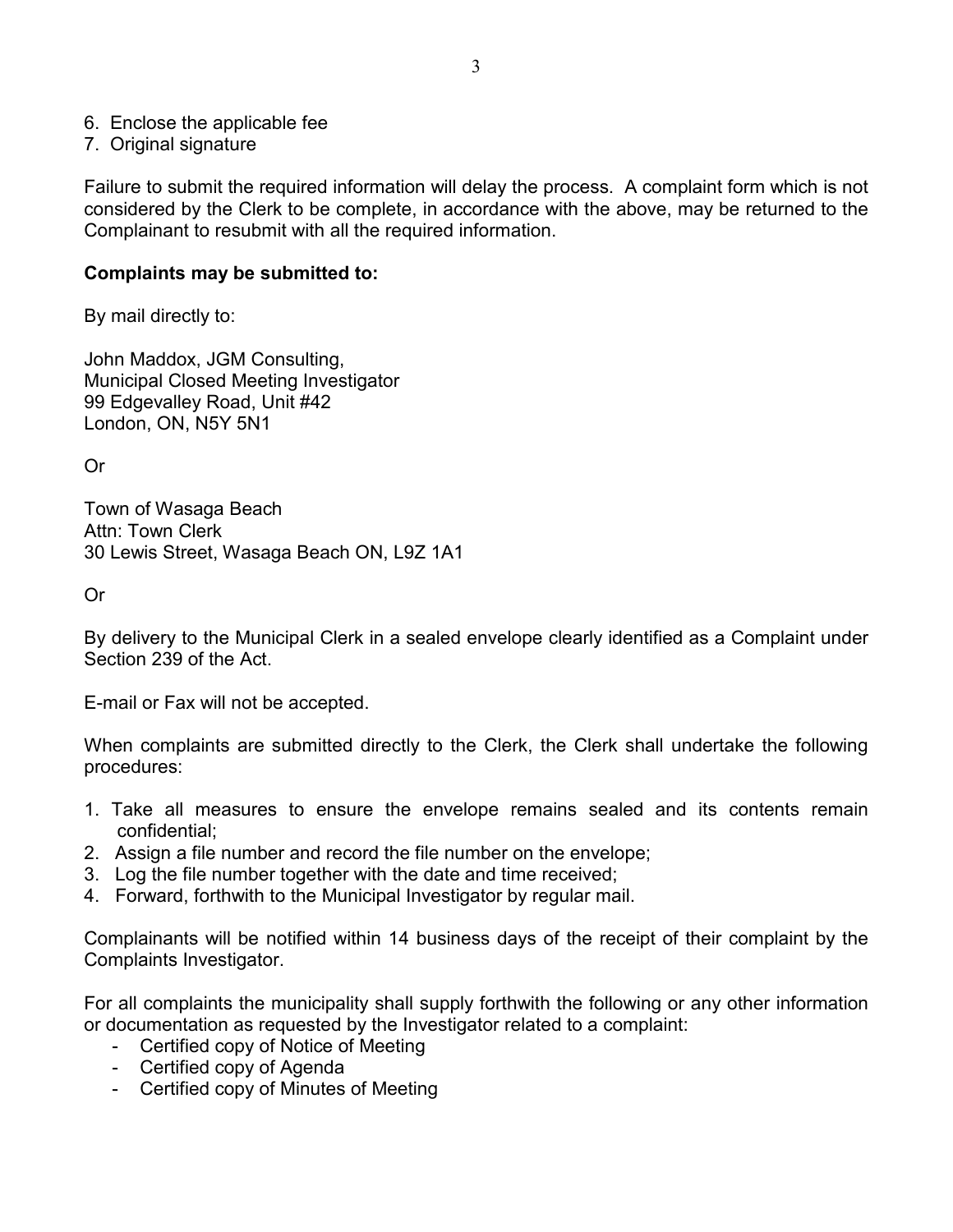6. Enclose the applicable fee
7. Original signature

Failure to submit the required information will delay the process. A complaint form which is not considered by the Clerk to be complete, in accordance with the above, may be returned to the Complainant to resubmit with all the required information.

**Complaints may be submitted to:**

By mail directly to:

John Maddox, JGM Consulting,
Municipal Closed Meeting Investigator
99 Edgevalley Road, Unit #42
London, ON, N5Y 5N1

Or

Town of Wasaga Beach
Attn: Town Clerk
30 Lewis Street, Wasaga Beach ON, L9Z 1A1

Or

By delivery to the Municipal Clerk in a sealed envelope clearly identified as a Complaint under Section 239 of the Act.

E-mail or Fax will not be accepted.

When complaints are submitted directly to the Clerk, the Clerk shall undertake the following procedures:

1. Take all measures to ensure the envelope remains sealed and its contents remain confidential;
2. Assign a file number and record the file number on the envelope;
3. Log the file number together with the date and time received;
4. Forward, forthwith to the Municipal Investigator by regular mail.

Complainants will be notified within 14 business days of the receipt of their complaint by the Complaints Investigator.

For all complaints the municipality shall supply forthwith the following or any other information or documentation as requested by the Investigator related to a complaint:

- Certified copy of Notice of Meeting
- Certified copy of Agenda
- Certified copy of Minutes of Meeting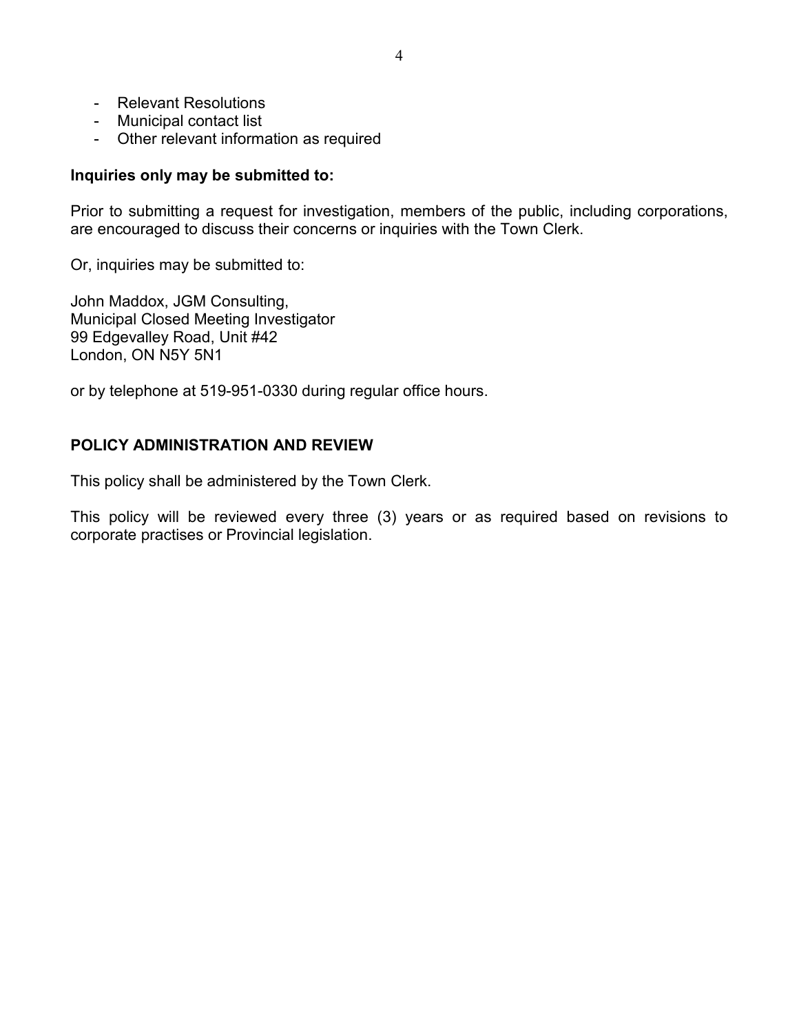- Relevant Resolutions
- Municipal contact list
- Other relevant information as required

**Inquiries only may be submitted to:**

Prior to submitting a request for investigation, members of the public, including corporations, are encouraged to discuss their concerns or inquiries with the Town Clerk.

Or, inquiries may be submitted to:

John Maddox, JGM Consulting,
Municipal Closed Meeting Investigator
99 Edgevalley Road, Unit #42
London, ON N5Y 5N1

or by telephone at 519-951-0330 during regular office hours.

## POLICY ADMINISTRATION AND REVIEW

This policy shall be administered by the Town Clerk.

This policy will be reviewed every three (3) years or as required based on revisions to corporate practises or Provincial legislation.